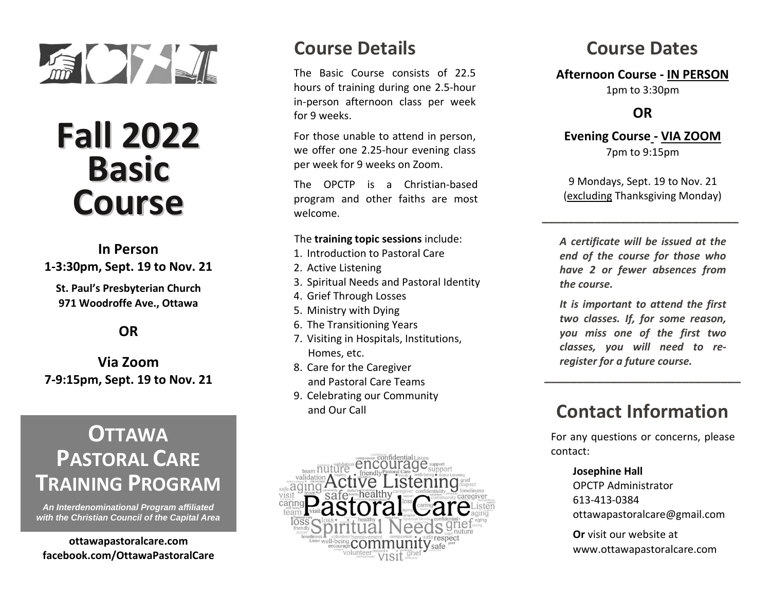# Fall 2022 Basic Course

**In Person**
**1-3:30pm, Sept. 19 to Nov. 21**

**St. Paul's Presbyterian Church**
**971 Woodroffe Ave., Ottawa**

**OR**

**Via Zoom**
**7-9:15pm, Sept. 19 to Nov. 21**

## Ottawa Pastoral Care Training Program

*An Interdenominational Program affiliated with the Christian Council of the Capital Area*

**ottawapastoralcare.com**
**facebook.com/OttawaPastoralCare**

## Course Details

The Basic Course consists of 22.5 hours of training during one 2.5-hour in-person afternoon class per week for 9 weeks.

For those unable to attend in person, we offer one 2.25-hour evening class per week for 9 weeks on Zoom.

The OPCTP is a Christian-based program and other faiths are most welcome.

The **training topic sessions** include:

1. Introduction to Pastoral Care
2. Active Listening
3. Spiritual Needs and Pastoral Identity
4. Grief Through Losses
5. Ministry with Dying
6. The Transitioning Years
7. Visiting in Hospitals, Institutions, Homes, etc.
8. Care for the Caregiver and Pastoral Care Teams
9. Celebrating our Community and Our Call

## Course Dates

**Afternoon Course - IN PERSON**
1pm to 3:30pm

**OR**

**Evening Course - VIA ZOOM**
7pm to 9:15pm

9 Mondays, Sept. 19 to Nov. 21
(excluding Thanksgiving Monday)

---

***A certificate will be issued at the end of the course for those who have 2 or fewer absences from the course.***

***It is important to attend the first two classes. If, for some reason, you miss one of the first two classes, you will need to re-register for a future course.***

---

## Contact Information

For any questions or concerns, please contact:

**Josephine Hall**
OPCTP Administrator
613-413-0384
ottawapastoralcare@gmail.com

**Or** visit our website at
www.ottawapastoralcare.com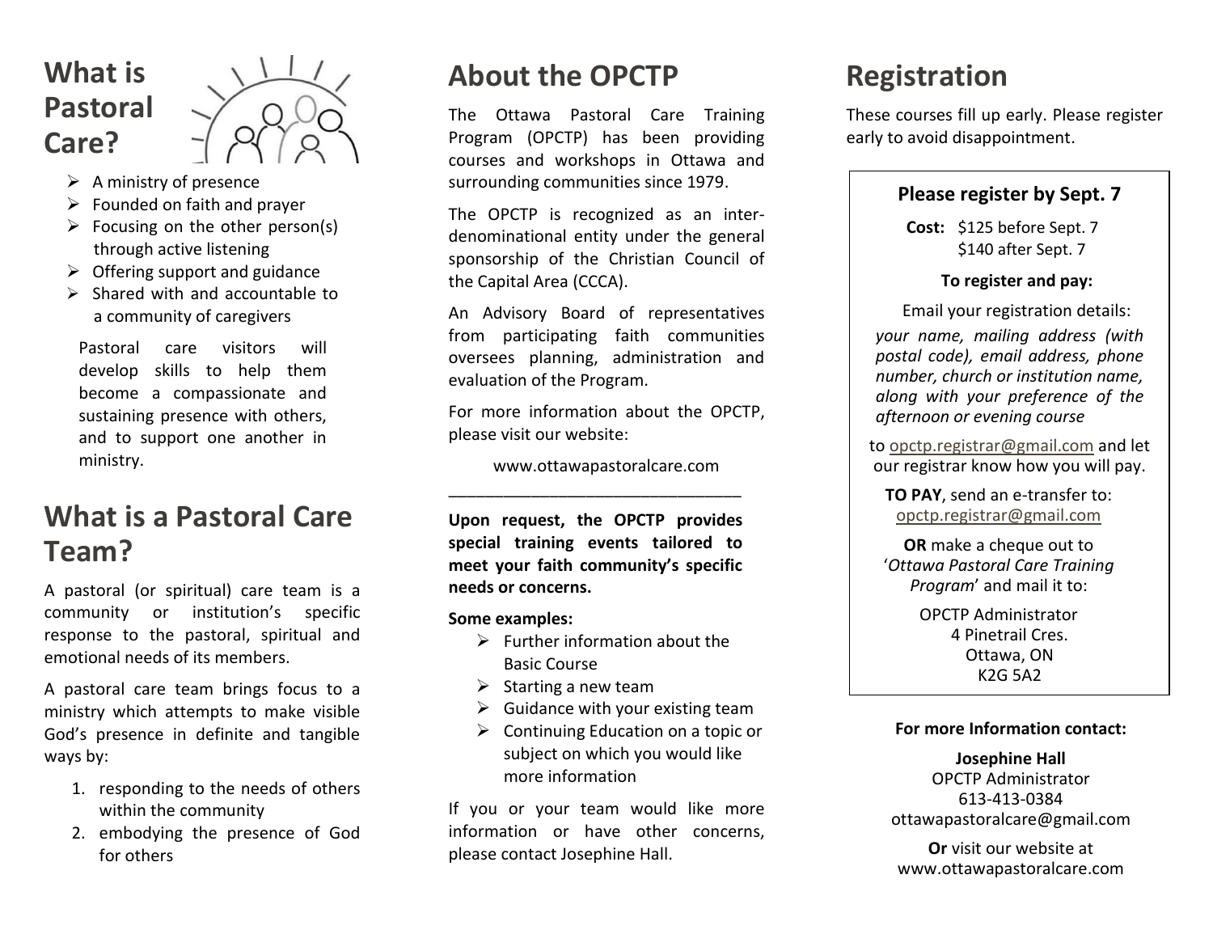## What is Pastoral Care?

- A ministry of presence
- Founded on faith and prayer
- Focusing on the other person(s) through active listening
- Offering support and guidance
- Shared with and accountable to a community of caregivers

Pastoral care visitors will develop skills to help them become a compassionate and sustaining presence with others, and to support one another in ministry.

## What is a Pastoral Care Team?

A pastoral (or spiritual) care team is a community or institution's specific response to the pastoral, spiritual and emotional needs of its members.

A pastoral care team brings focus to a ministry which attempts to make visible God's presence in definite and tangible ways by:

1. responding to the needs of others within the community
2. embodying the presence of God for others

## About the OPCTP

The Ottawa Pastoral Care Training Program (OPCTP) has been providing courses and workshops in Ottawa and surrounding communities since 1979.

The OPCTP is recognized as an inter-denominational entity under the general sponsorship of the Christian Council of the Capital Area (CCCA).

An Advisory Board of representatives from participating faith communities oversees planning, administration and evaluation of the Program.

For more information about the OPCTP, please visit our website:

www.ottawapastoralcare.com

---

**Upon request, the OPCTP provides special training events tailored to meet your faith community's specific needs or concerns.**

**Some examples:**

- Further information about the Basic Course
- Starting a new team
- Guidance with your existing team
- Continuing Education on a topic or subject on which you would like more information

If you or your team would like more information or have other concerns, please contact Josephine Hall.

## Registration

These courses fill up early. Please register early to avoid disappointment.

**Please register by Sept. 7**

**Cost:** $125 before Sept. 7
$140 after Sept. 7

**To register and pay:**

Email your registration details:

*your name, mailing address (with postal code), email address, phone number, church or institution name, along with your preference of the afternoon or evening course*

to opctp.registrar@gmail.com and let our registrar know how you will pay.

**TO PAY**, send an e-transfer to:
opctp.registrar@gmail.com

**OR** make a cheque out to '*Ottawa Pastoral Care Training Program*' and mail it to:

OPCTP Administrator
4 Pinetrail Cres.
Ottawa, ON
K2G 5A2

**For more Information contact:**

**Josephine Hall**
OPCTP Administrator
613-413-0384
ottawapastoralcare@gmail.com

**Or** visit our website at
www.ottawapastoralcare.com